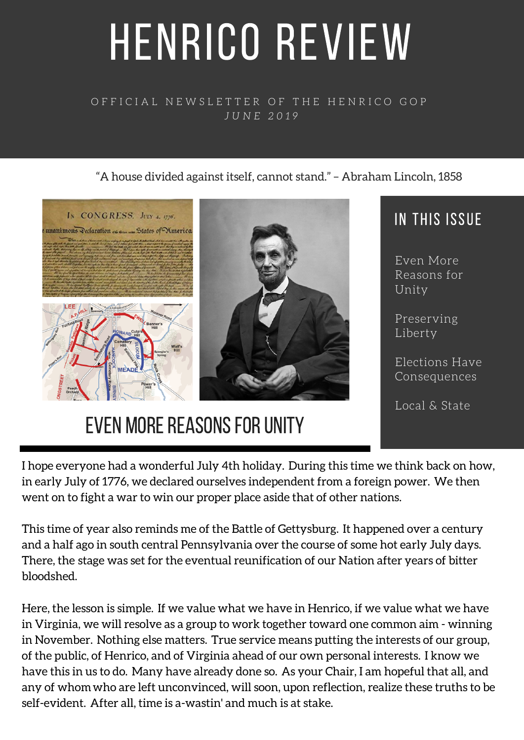# HENRICO REVIEW

OFFICIAL NEWSLETTER OF THE HENRICO GOP

*JUNE 2019*

"A house divided against itself, cannot stand." – Abraham Lincoln, 1858

## IN THIS ISSUE

- Even More Reasons for Unity
- Preserving Liberty
- Elections Have Consequences
- Local & State

## EVEN MORE REASONS FOR UNITY

I hope everyone had a wonderful July 4th holiday. During this time we think back on how, in early July of 1776, we declared ourselves independent from a foreign power. We then went on to fight a war to win our proper place aside that of other nations.

This time of year also reminds me of the Battle of Gettysburg. It happened over a century and a half ago in south central Pennsylvania over the course of some hot early July days. There, the stage was set for the eventual reunification of our Nation after years of bitter bloodshed.

Here, the lesson is simple. If we value what we have in Henrico, if we value what we have in Virginia, we will resolve as a group to work together toward one common aim - winning in November. Nothing else matters. True service means putting the interests of our group, of the public, of Henrico, and of Virginia ahead of our own personal interests. I know we have this in us to do. Many have already done so. As your Chair, I am hopeful that all, and any of whom who are left unconvinced, will soon, upon reflection, realize these truths to be self-evident. After all, time is a-wastin' and much is at stake.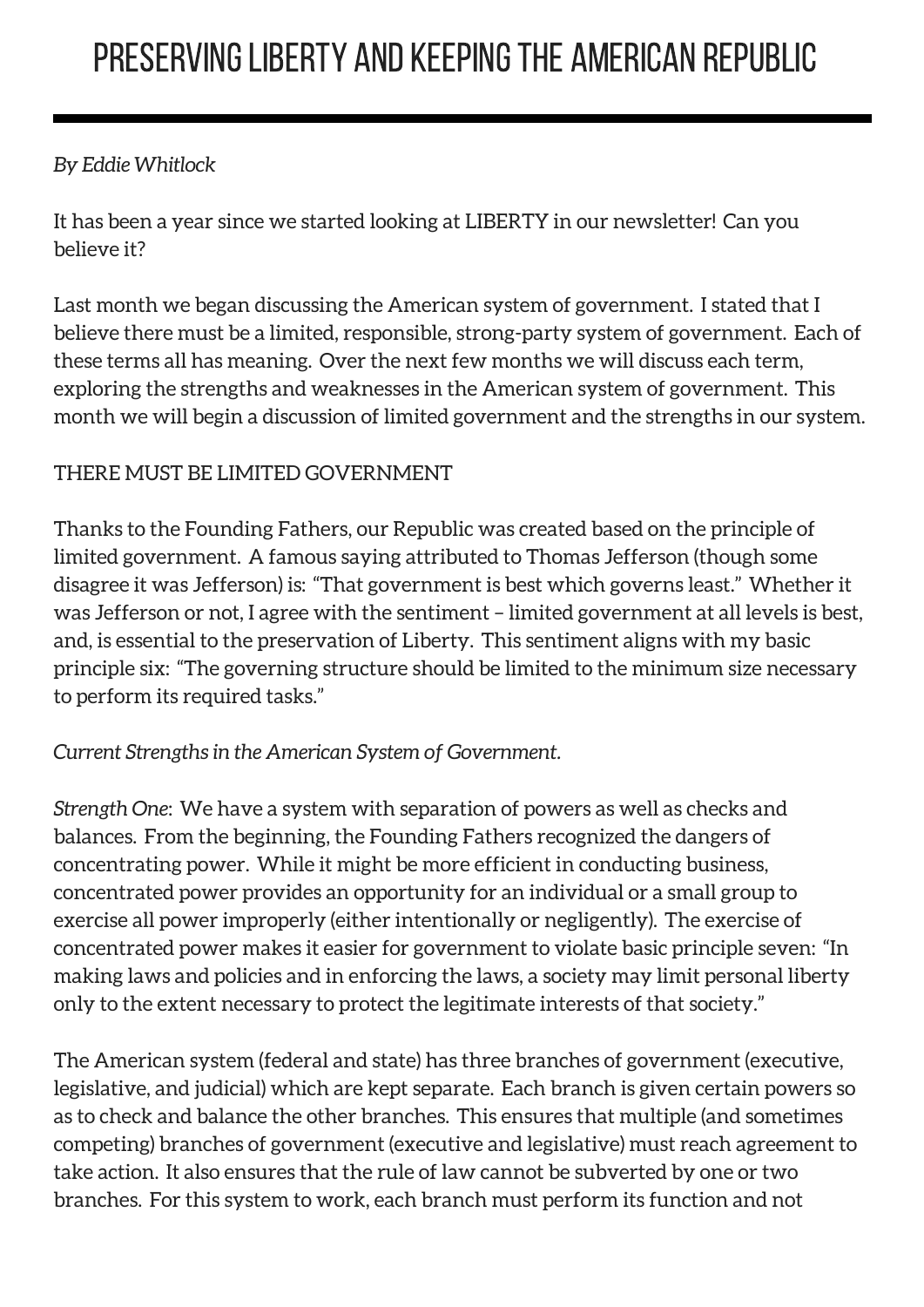# PRESERVING LIBERTY AND KEEPING THE AMERICAN REPUBLIC

*By Eddie Whitlock*

It has been a year since we started looking at LIBERTY in our newsletter! Can you believe it?

Last month we began discussing the American system of government. I stated that I believe there must be a limited, responsible, strong-party system of government. Each of these terms all has meaning. Over the next few months we will discuss each term, exploring the strengths and weaknesses in the American system of government. This month we will begin a discussion of limited government and the strengths in our system.

THERE MUST BE LIMITED GOVERNMENT

Thanks to the Founding Fathers, our Republic was created based on the principle of limited government. A famous saying attributed to Thomas Jefferson (though some disagree it was Jefferson) is: "That government is best which governs least." Whether it was Jefferson or not, I agree with the sentiment – limited government at all levels is best, and, is essential to the preservation of Liberty. This sentiment aligns with my basic principle six: "The governing structure should be limited to the minimum size necessary to perform its required tasks."

*Current Strengths in the American System of Government.*

*Strength One*: We have a system with separation of powers as well as checks and balances. From the beginning, the Founding Fathers recognized the dangers of concentrating power. While it might be more efficient in conducting business, concentrated power provides an opportunity for an individual or a small group to exercise all power improperly (either intentionally or negligently). The exercise of concentrated power makes it easier for government to violate basic principle seven: "In making laws and policies and in enforcing the laws, a society may limit personal liberty only to the extent necessary to protect the legitimate interests of that society."

The American system (federal and state) has three branches of government (executive, legislative, and judicial) which are kept separate. Each branch is given certain powers so as to check and balance the other branches. This ensures that multiple (and sometimes competing) branches of government (executive and legislative) must reach agreement to take action. It also ensures that the rule of law cannot be subverted by one or two branches. For this system to work, each branch must perform its function and not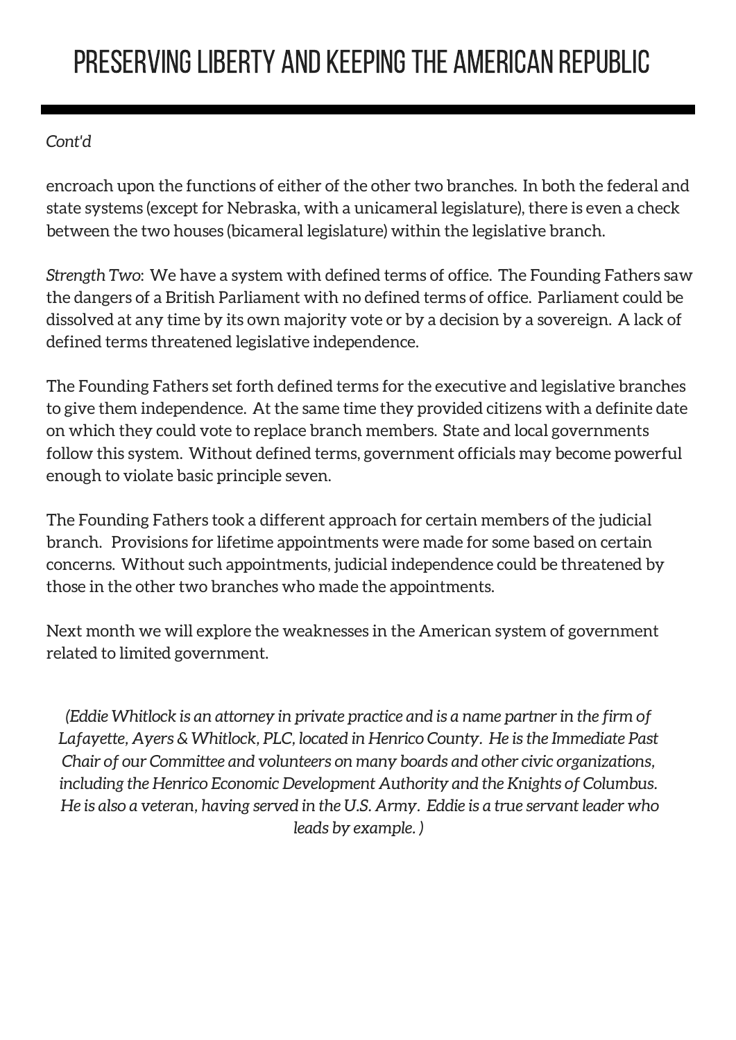# PRESERVING LIBERTY AND KEEPING THE AMERICAN REPUBLIC

*Cont'd*

encroach upon the functions of either of the other two branches. In both the federal and state systems (except for Nebraska, with a unicameral legislature), there is even a check between the two houses (bicameral legislature) within the legislative branch.

*Strength Two*: We have a system with defined terms of office. The Founding Fathers saw the dangers of a British Parliament with no defined terms of office. Parliament could be dissolved at any time by its own majority vote or by a decision by a sovereign. A lack of defined terms threatened legislative independence.

The Founding Fathers set forth defined terms for the executive and legislative branches to give them independence. At the same time they provided citizens with a definite date on which they could vote to replace branch members. State and local governments follow this system. Without defined terms, government officials may become powerful enough to violate basic principle seven.

The Founding Fathers took a different approach for certain members of the judicial branch. Provisions for lifetime appointments were made for some based on certain concerns. Without such appointments, judicial independence could be threatened by those in the other two branches who made the appointments.

Next month we will explore the weaknesses in the American system of government related to limited government.

*(Eddie Whitlock is an attorney in private practice and is a name partner in the firm of Lafayette, Ayers & Whitlock, PLC, located in Henrico County. He is the Immediate Past Chair of our Committee and volunteers on many boards and other civic organizations, including the Henrico Economic Development Authority and the Knights of Columbus. He is also a veteran, having served in the U.S. Army. Eddie is a true servant leader who leads by example. )*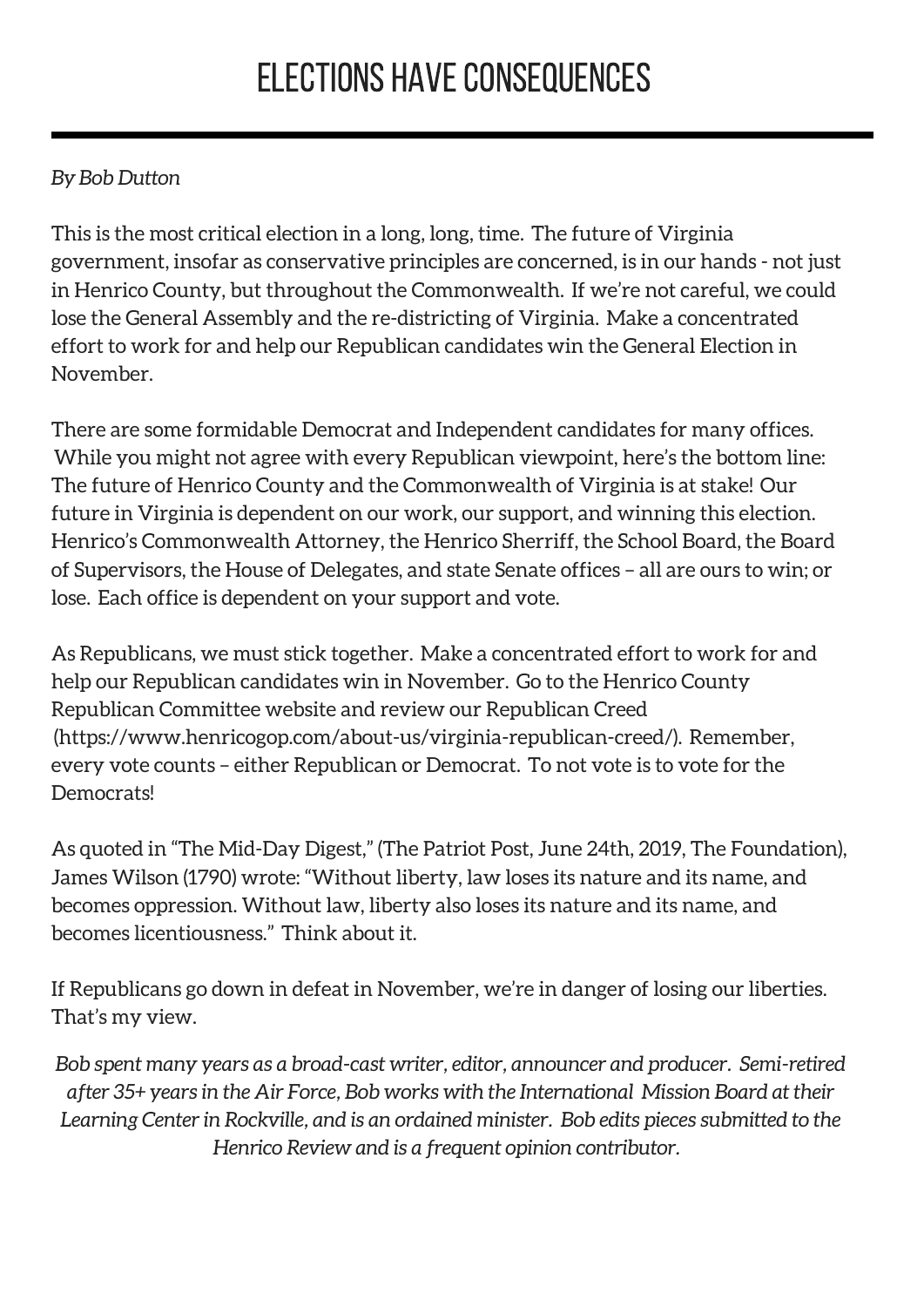# ELECTIONS HAVE CONSEQUENCES

*By Bob Dutton*

This is the most critical election in a long, long, time. The future of Virginia government, insofar as conservative principles are concerned, is in our hands - not just in Henrico County, but throughout the Commonwealth. If we're not careful, we could lose the General Assembly and the re-districting of Virginia. Make a concentrated effort to work for and help our Republican candidates win the General Election in November.

There are some formidable Democrat and Independent candidates for many offices. While you might not agree with every Republican viewpoint, here's the bottom line: The future of Henrico County and the Commonwealth of Virginia is at stake! Our future in Virginia is dependent on our work, our support, and winning this election. Henrico's Commonwealth Attorney, the Henrico Sherriff, the School Board, the Board of Supervisors, the House of Delegates, and state Senate offices – all are ours to win; or lose. Each office is dependent on your support and vote.

As Republicans, we must stick together. Make a concentrated effort to work for and help our Republican candidates win in November. Go to the Henrico County Republican Committee website and review our Republican Creed (https://www.henricogop.com/about-us/virginia-republican-creed/). Remember, every vote counts – either Republican or Democrat. To not vote is to vote for the Democrats!

As quoted in "The Mid-Day Digest," (The Patriot Post, June 24th, 2019, The Foundation), James Wilson (1790) wrote: "Without liberty, law loses its nature and its name, and becomes oppression. Without law, liberty also loses its nature and its name, and becomes licentiousness." Think about it.

If Republicans go down in defeat in November, we're in danger of losing our liberties. That's my view.

*Bob spent many years as a broad-cast writer, editor, announcer and producer. Semi-retired after 35+ years in the Air Force, Bob works with the International Mission Board at their Learning Center in Rockville, and is an ordained minister. Bob edits pieces submitted to the Henrico Review and is a frequent opinion contributor.*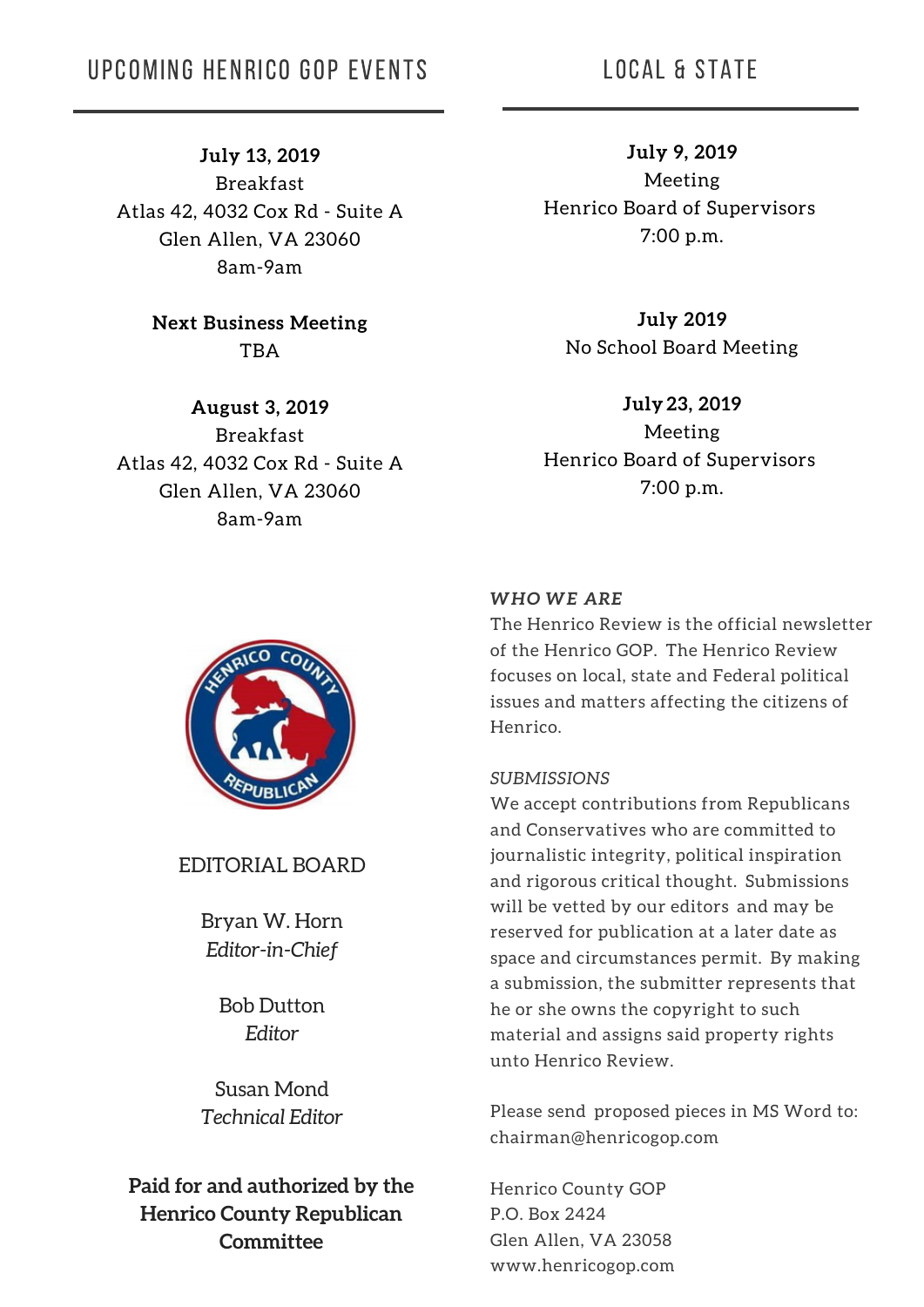## UPCOMING HENRICO GOP EVENTS

**July 13, 2019**
Breakfast
Atlas 42, 4032 Cox Rd - Suite A
Glen Allen, VA 23060
8am-9am

**Next Business Meeting**
TBA

**August 3, 2019**
Breakfast
Atlas 42, 4032 Cox Rd - Suite A
Glen Allen, VA 23060
8am-9am

## LOCAL & STATE

**July 9, 2019**
Meeting
Henrico Board of Supervisors
7:00 p.m.

**July 2019**
No School Board Meeting

**July 23, 2019**
Meeting
Henrico Board of Supervisors
7:00 p.m.

### EDITORIAL BOARD

Bryan W. Horn
*Editor-in-Chief*

Bob Dutton
*Editor*

Susan Mond
*Technical Editor*

**Paid for and authorized by the Henrico County Republican Committee**

***WHO WE ARE***

The Henrico Review is the official newsletter of the Henrico GOP. The Henrico Review focuses on local, state and Federal political issues and matters affecting the citizens of Henrico.

*SUBMISSIONS*

We accept contributions from Republicans and Conservatives who are committed to journalistic integrity, political inspiration and rigorous critical thought. Submissions will be vetted by our editors and may be reserved for publication at a later date as space and circumstances permit. By making a submission, the submitter represents that he or she owns the copyright to such material and assigns said property rights unto Henrico Review.

Please send proposed pieces in MS Word to:
chairman@henricogop.com

Henrico County GOP
P.O. Box 2424
Glen Allen, VA 23058
www.henricogop.com